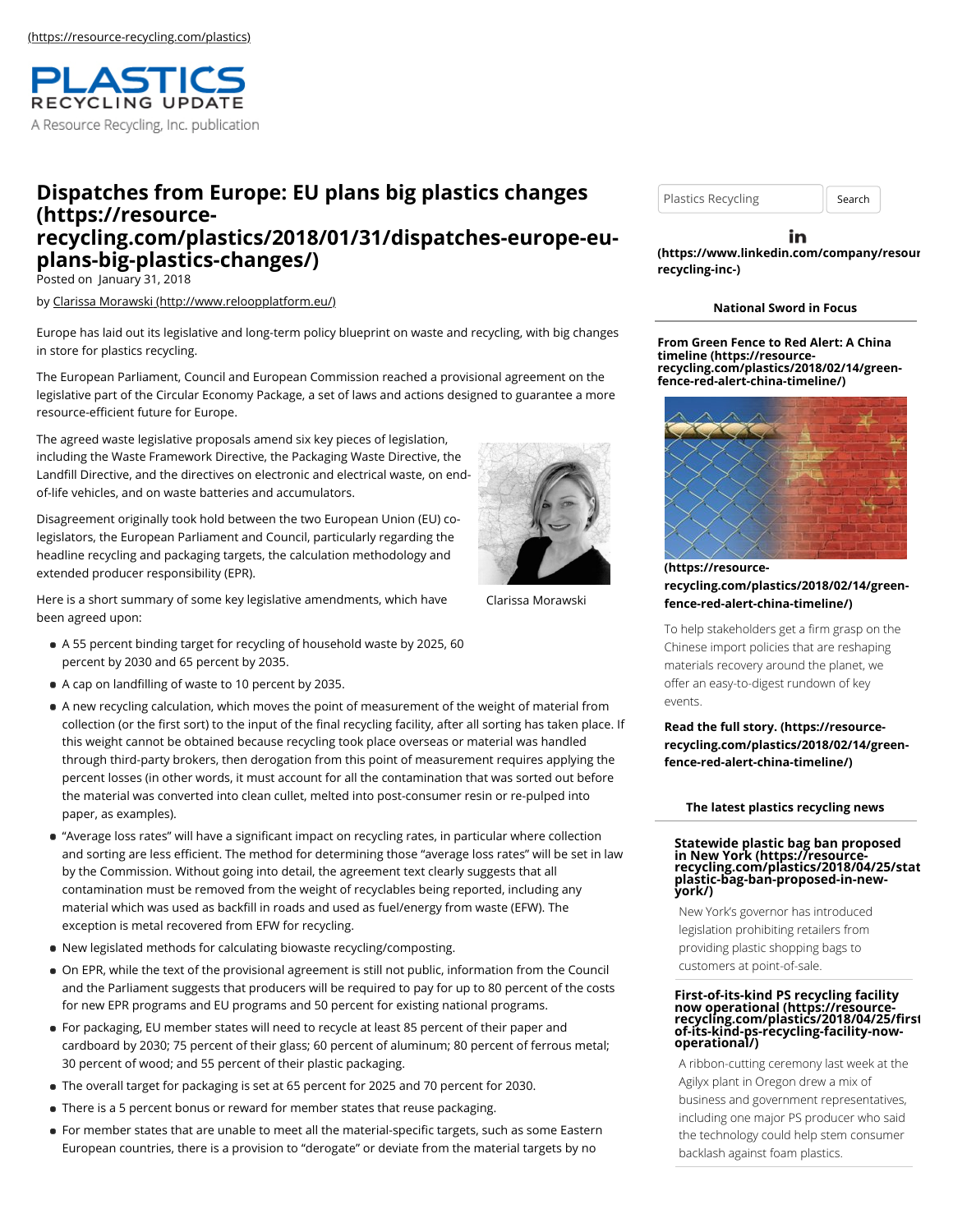(https://resource-recycling.com/plastics)

PLASTICS RECYCLING UPDATE

A Resource Recycling, Inc. publication

# Dispatches from Europe: EU plans big plastics changes (https://resource-recycling.com/plastics/2018/01/31/dispatches-europe-eu-plans-big-plastics-changes/)

Posted on January 31, 2018

by Clarissa Morawski (http://www.reloopplatform.eu/)

Europe has laid out its legislative and long-term policy blueprint on waste and recycling, with big changes in store for plastics recycling.

The European Parliament, Council and European Commission reached a provisional agreement on the legislative part of the Circular Economy Package, a set of laws and actions designed to guarantee a more resource-efficient future for Europe.

The agreed waste legislative proposals amend six key pieces of legislation, including the Waste Framework Directive, the Packaging Waste Directive, the Landfill Directive, and the directives on electronic and electrical waste, on end-of-life vehicles, and on waste batteries and accumulators.

Disagreement originally took hold between the two European Union (EU) co-legislators, the European Parliament and Council, particularly regarding the headline recycling and packaging targets, the calculation methodology and extended producer responsibility (EPR).

Clarissa Morawski

Here is a short summary of some key legislative amendments, which have been agreed upon:

- A 55 percent binding target for recycling of household waste by 2025, 60 percent by 2030 and 65 percent by 2035.
- A cap on landfilling of waste to 10 percent by 2035.
- A new recycling calculation, which moves the point of measurement of the weight of material from collection (or the first sort) to the input of the final recycling facility, after all sorting has taken place. If this weight cannot be obtained because recycling took place overseas or material was handled through third-party brokers, then derogation from this point of measurement requires applying the percent losses (in other words, it must account for all the contamination that was sorted out before the material was converted into clean cullet, melted into post-consumer resin or re-pulped into paper, as examples).
- "Average loss rates" will have a significant impact on recycling rates, in particular where collection and sorting are less efficient. The method for determining those "average loss rates" will be set in law by the Commission. Without going into detail, the agreement text clearly suggests that all contamination must be removed from the weight of recyclables being reported, including any material which was used as backfill in roads and used as fuel/energy from waste (EFW). The exception is metal recovered from EFW for recycling.
- New legislated methods for calculating biowaste recycling/composting.
- On EPR, while the text of the provisional agreement is still not public, information from the Council and the Parliament suggests that producers will be required to pay for up to 80 percent of the costs for new EPR programs and EU programs and 50 percent for existing national programs.
- For packaging, EU member states will need to recycle at least 85 percent of their paper and cardboard by 2030; 75 percent of their glass; 60 percent of aluminum; 80 percent of ferrous metal; 30 percent of wood; and 55 percent of their plastic packaging.
- The overall target for packaging is set at 65 percent for 2025 and 70 percent for 2030.
- There is a 5 percent bonus or reward for member states that reuse packaging.
- For member states that are unable to meet all the material-specific targets, such as some Eastern European countries, there is a provision to "derogate" or deviate from the material targets by no

Plastics Recycling | Search

in (https://www.linkedin.com/company/resource-recycling-inc-)

**National Sword in Focus**

**From Green Fence to Red Alert: A China timeline (https://resource-recycling.com/plastics/2018/02/14/green-fence-red-alert-china-timeline/)**

**(https://resource-recycling.com/plastics/2018/02/14/green-fence-red-alert-china-timeline/)**

To help stakeholders get a firm grasp on the Chinese import policies that are reshaping materials recovery around the planet, we offer an easy-to-digest rundown of key events.

**Read the full story. (https://resource-recycling.com/plastics/2018/02/14/green-fence-red-alert-china-timeline/)**

**The latest plastics recycling news**

**Statewide plastic bag ban proposed in New York (https://resource-recycling.com/plastics/2018/04/25/statewide-plastic-bag-ban-proposed-in-new-york/)**

New York's governor has introduced legislation prohibiting retailers from providing plastic shopping bags to customers at point-of-sale.

**First-of-its-kind PS recycling facility now operational (https://resource-recycling.com/plastics/2018/04/25/first-of-its-kind-ps-recycling-facility-now-operational/)**

A ribbon-cutting ceremony last week at the Agilyx plant in Oregon drew a mix of business and government representatives, including one major PS producer who said the technology could help stem consumer backlash against foam plastics.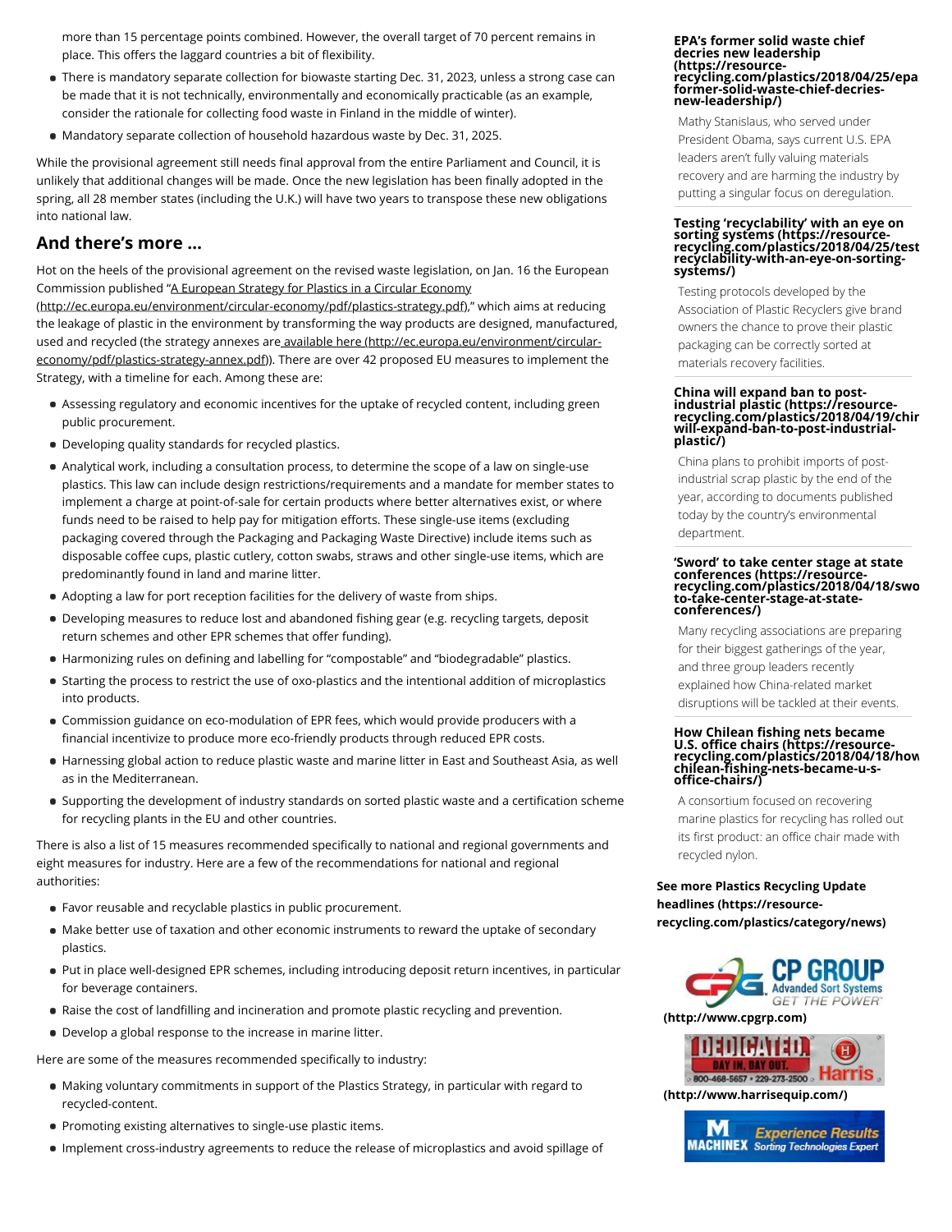more than 15 percentage points combined. However, the overall target of 70 percent remains in place. This offers the laggard countries a bit of flexibility.

- There is mandatory separate collection for biowaste starting Dec. 31, 2023, unless a strong case can be made that it is not technically, environmentally and economically practicable (as an example, consider the rationale for collecting food waste in Finland in the middle of winter).
- Mandatory separate collection of household hazardous waste by Dec. 31, 2025.

While the provisional agreement still needs final approval from the entire Parliament and Council, it is unlikely that additional changes will be made. Once the new legislation has been finally adopted in the spring, all 28 member states (including the U.K.) will have two years to transpose these new obligations into national law.

## And there's more …

Hot on the heels of the provisional agreement on the revised waste legislation, on Jan. 16 the European Commission published "A European Strategy for Plastics in a Circular Economy (http://ec.europa.eu/environment/circular-economy/pdf/plastics-strategy.pdf)," which aims at reducing the leakage of plastic in the environment by transforming the way products are designed, manufactured, used and recycled (the strategy annexes are available here (http://ec.europa.eu/environment/circular-economy/pdf/plastics-strategy-annex.pdf)). There are over 42 proposed EU measures to implement the Strategy, with a timeline for each. Among these are:

- Assessing regulatory and economic incentives for the uptake of recycled content, including green public procurement.
- Developing quality standards for recycled plastics.
- Analytical work, including a consultation process, to determine the scope of a law on single-use plastics. This law can include design restrictions/requirements and a mandate for member states to implement a charge at point-of-sale for certain products where better alternatives exist, or where funds need to be raised to help pay for mitigation efforts. These single-use items (excluding packaging covered through the Packaging and Packaging Waste Directive) include items such as disposable coffee cups, plastic cutlery, cotton swabs, straws and other single-use items, which are predominantly found in land and marine litter.
- Adopting a law for port reception facilities for the delivery of waste from ships.
- Developing measures to reduce lost and abandoned fishing gear (e.g. recycling targets, deposit return schemes and other EPR schemes that offer funding).
- Harmonizing rules on defining and labelling for "compostable" and "biodegradable" plastics.
- Starting the process to restrict the use of oxo-plastics and the intentional addition of microplastics into products.
- Commission guidance on eco-modulation of EPR fees, which would provide producers with a financial incentivize to produce more eco-friendly products through reduced EPR costs.
- Harnessing global action to reduce plastic waste and marine litter in East and Southeast Asia, as well as in the Mediterranean.
- Supporting the development of industry standards on sorted plastic waste and a certification scheme for recycling plants in the EU and other countries.

There is also a list of 15 measures recommended specifically to national and regional governments and eight measures for industry. Here are a few of the recommendations for national and regional authorities:

- Favor reusable and recyclable plastics in public procurement.
- Make better use of taxation and other economic instruments to reward the uptake of secondary plastics.
- Put in place well-designed EPR schemes, including introducing deposit return incentives, in particular for beverage containers.
- Raise the cost of landfilling and incineration and promote plastic recycling and prevention.
- Develop a global response to the increase in marine litter.

Here are some of the measures recommended specifically to industry:

- Making voluntary commitments in support of the Plastics Strategy, in particular with regard to recycled-content.
- Promoting existing alternatives to single-use plastic items.
- Implement cross-industry agreements to reduce the release of microplastics and avoid spillage of

**EPA's former solid waste chief decries new leadership (https://resource-recycling.com/plastics/2018/04/25/epa-former-solid-waste-chief-decries-new-leadership/)**

Mathy Stanislaus, who served under President Obama, says current U.S. EPA leaders aren't fully valuing materials recovery and are harming the industry by putting a singular focus on deregulation.

**Testing 'recyclability' with an eye on sorting systems (https://resource-recycling.com/plastics/2018/04/25/testing-recyclability-with-an-eye-on-sorting-systems/)**

Testing protocols developed by the Association of Plastic Recyclers give brand owners the chance to prove their plastic packaging can be correctly sorted at materials recovery facilities.

**China will expand ban to post-industrial plastic (https://resource-recycling.com/plastics/2018/04/19/china-will-expand-ban-to-post-industrial-plastic/)**

China plans to prohibit imports of post-industrial scrap plastic by the end of the year, according to documents published today by the country's environmental department.

**'Sword' to take center stage at state conferences (https://resource-recycling.com/plastics/2018/04/18/sword-to-take-center-stage-at-state-conferences/)**

Many recycling associations are preparing for their biggest gatherings of the year, and three group leaders recently explained how China-related market disruptions will be tackled at their events.

**How Chilean fishing nets became U.S. office chairs (https://resource-recycling.com/plastics/2018/04/18/how-chilean-fishing-nets-became-u-s-office-chairs/)**

A consortium focused on recovering marine plastics for recycling has rolled out its first product: an office chair made with recycled nylon.

**See more Plastics Recycling Update headlines (https://resource-recycling.com/plastics/category/news)**

**(http://www.cpgrp.com)**

**(http://www.harrisequip.com/)**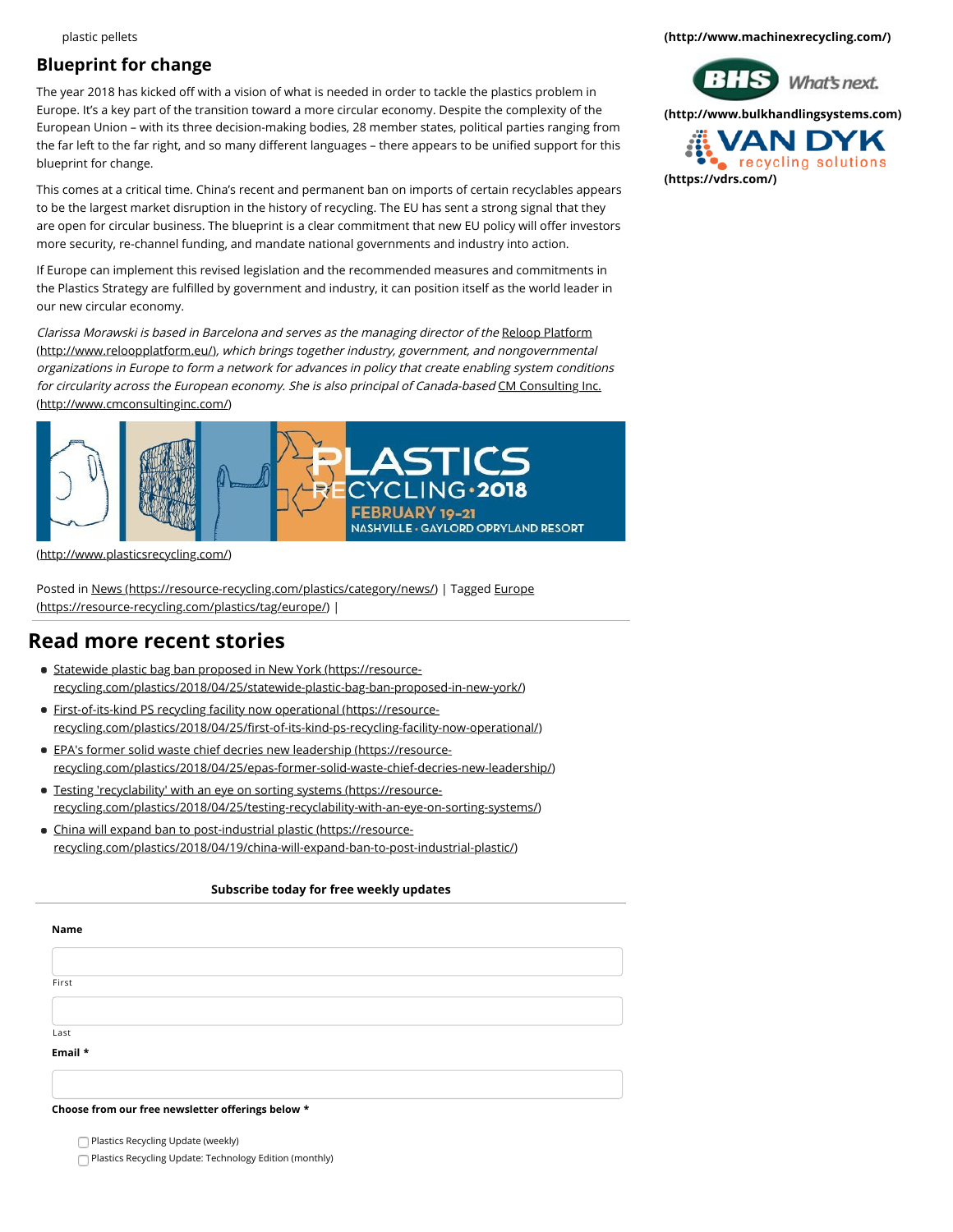plastic pellets

## Blueprint for change

The year 2018 has kicked off with a vision of what is needed in order to tackle the plastics problem in Europe. It's a key part of the transition toward a more circular economy. Despite the complexity of the European Union – with its three decision-making bodies, 28 member states, political parties ranging from the far left to the far right, and so many different languages – there appears to be unified support for this blueprint for change.

This comes at a critical time. China's recent and permanent ban on imports of certain recyclables appears to be the largest market disruption in the history of recycling. The EU has sent a strong signal that they are open for circular business. The blueprint is a clear commitment that new EU policy will offer investors more security, re-channel funding, and mandate national governments and industry into action.

If Europe can implement this revised legislation and the recommended measures and commitments in the Plastics Strategy are fulfilled by government and industry, it can position itself as the world leader in our new circular economy.

*Clarissa Morawski is based in Barcelona and serves as the managing director of the* Reloop Platform (http://www.reloopplatform.eu/)*, which brings together industry, government, and nongovernmental organizations in Europe to form a network for advances in policy that create enabling system conditions for circularity across the European economy. She is also principal of Canada-based* CM Consulting Inc. (http://www.cmconsultinginc.com/)

(http://www.plasticsrecycling.com/)

Posted in News (https://resource-recycling.com/plastics/category/news/) | Tagged Europe (https://resource-recycling.com/plastics/tag/europe/) |

## Read more recent stories

- Statewide plastic bag ban proposed in New York (https://resource-recycling.com/plastics/2018/04/25/statewide-plastic-bag-ban-proposed-in-new-york/)
- First-of-its-kind PS recycling facility now operational (https://resource-recycling.com/plastics/2018/04/25/first-of-its-kind-ps-recycling-facility-now-operational/)
- EPA's former solid waste chief decries new leadership (https://resource-recycling.com/plastics/2018/04/25/epas-former-solid-waste-chief-decries-new-leadership/)
- Testing 'recyclability' with an eye on sorting systems (https://resource-recycling.com/plastics/2018/04/25/testing-recyclability-with-an-eye-on-sorting-systems/)
- China will expand ban to post-industrial plastic (https://resource-recycling.com/plastics/2018/04/19/china-will-expand-ban-to-post-industrial-plastic/)

**Subscribe today for free weekly updates**

**Name**

First

Last

**Email ***

**Choose from our free newsletter offerings below ***

- ☐ Plastics Recycling Update (weekly)
- ☐ Plastics Recycling Update: Technology Edition (monthly)

(http://www.machinexrecycling.com/)

(http://www.bulkhandlingsystems.com)

(https://vdrs.com/)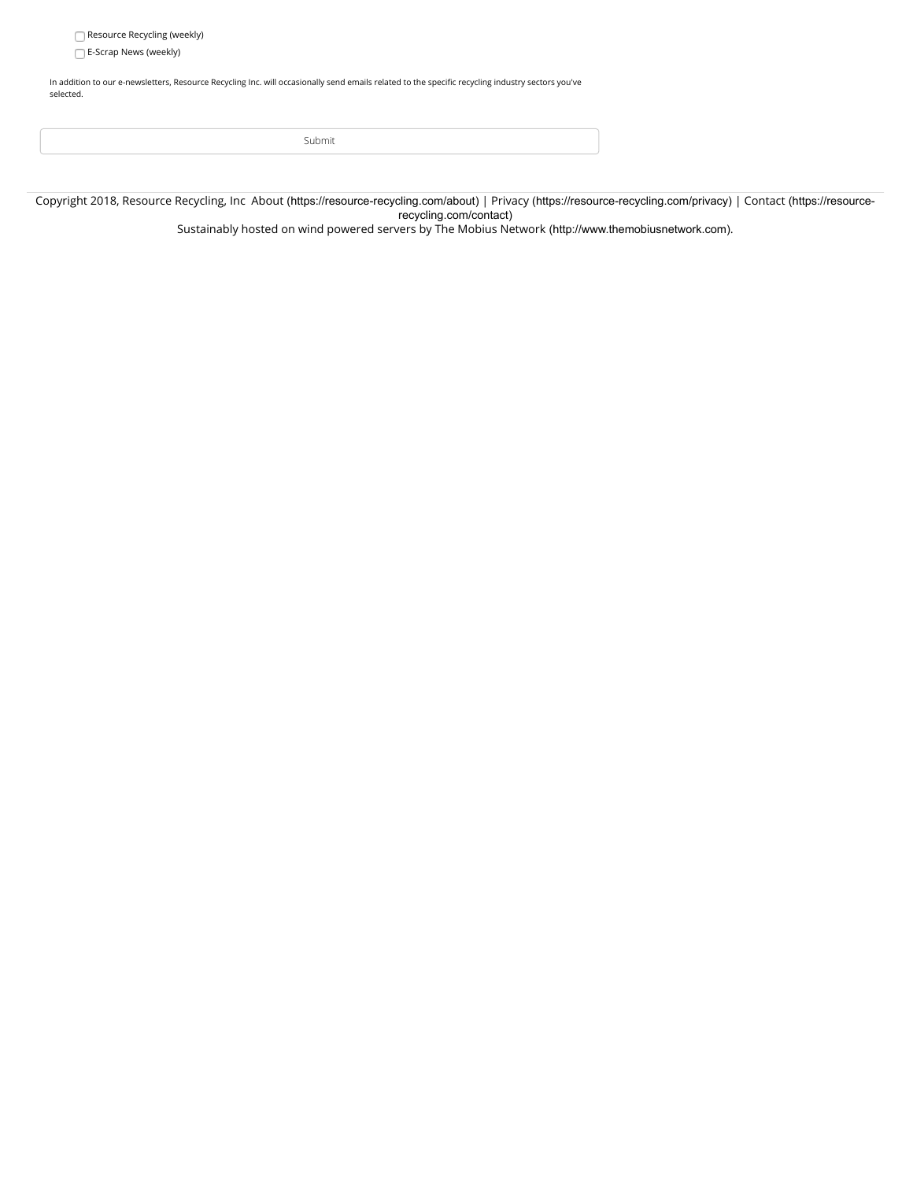- [ ] Resource Recycling (weekly)
- [ ] E-Scrap News (weekly)

In addition to our e-newsletters, Resource Recycling Inc. will occasionally send emails related to the specific recycling industry sectors you've selected.

Submit

Copyright 2018, Resource Recycling, Inc About (https://resource-recycling.com/about) | Privacy (https://resource-recycling.com/privacy) | Contact (https://resource-recycling.com/contact)

Sustainably hosted on wind powered servers by The Mobius Network (http://www.themobiusnetwork.com).